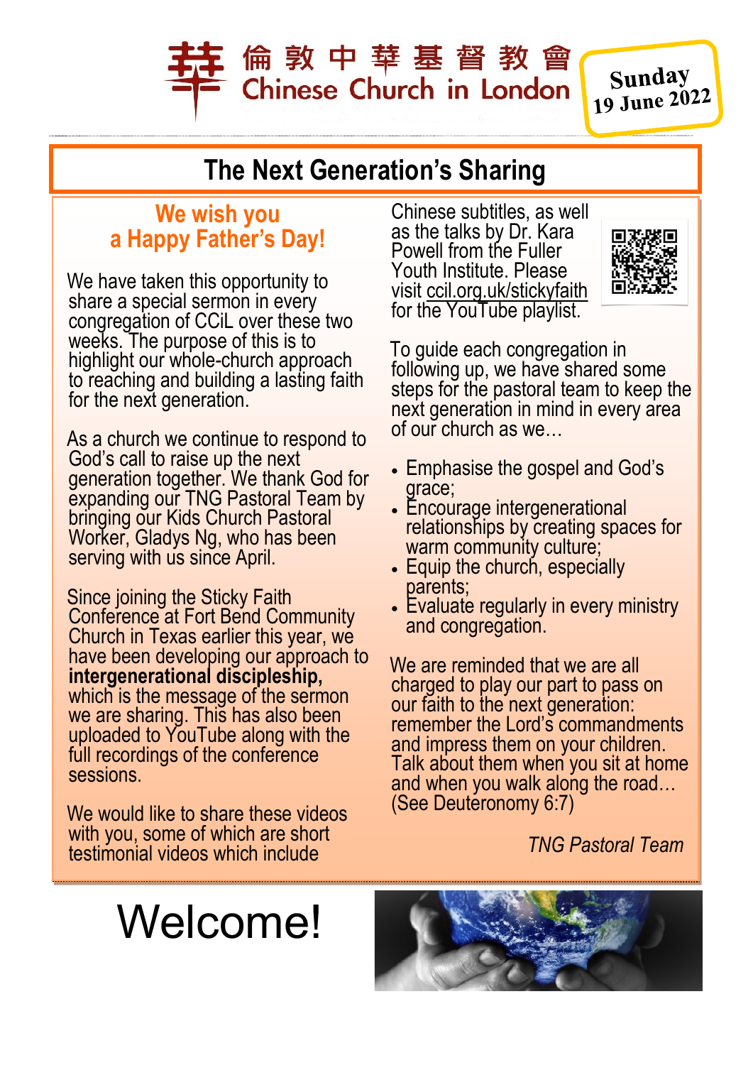倫敦中華基督教會
Chinese Church in London

Sunday 19 June 2022

## The Next Generation's Sharing

### We wish you a Happy Father's Day!

We have taken this opportunity to share a special sermon in every congregation of CCiL over these two weeks. The purpose of this is to highlight our whole-church approach to reaching and building a lasting faith for the next generation.

As a church we continue to respond to God's call to raise up the next generation together. We thank God for expanding our TNG Pastoral Team by bringing our Kids Church Pastoral Worker, Gladys Ng, who has been serving with us since April.

Since joining the Sticky Faith Conference at Fort Bend Community Church in Texas earlier this year, we have been developing our approach to **intergenerational discipleship,** which is the message of the sermon we are sharing. This has also been uploaded to YouTube along with the full recordings of the conference sessions.

We would like to share these videos with you, some of which are short testimonial videos which include Chinese subtitles, as well as the talks by Dr. Kara Powell from the Fuller Youth Institute. Please visit ccil.org.uk/stickyfaith for the YouTube playlist.

To guide each congregation in following up, we have shared some steps for the pastoral team to keep the next generation in mind in every area of our church as we…

- Emphasise the gospel and God's grace;
- Encourage intergenerational relationships by creating spaces for warm community culture;
- Equip the church, especially parents;
- Evaluate regularly in every ministry and congregation.

We are reminded that we are all charged to play our part to pass on our faith to the next generation: remember the Lord's commandments and impress them on your children. Talk about them when you sit at home and when you walk along the road… (See Deuteronomy 6:7)

*TNG Pastoral Team*

# Welcome!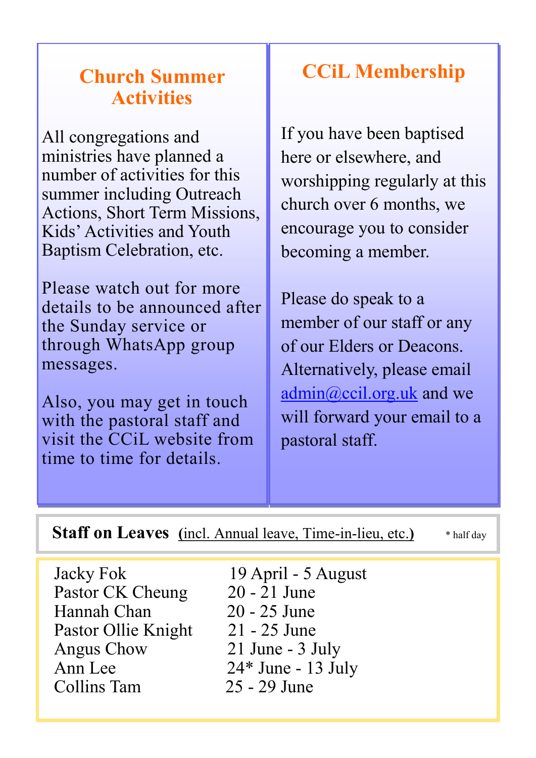## Church Summer Activities

All congregations and ministries have planned a number of activities for this summer including Outreach Actions, Short Term Missions, Kids' Activities and Youth Baptism Celebration, etc.

Please watch out for more details to be announced after the Sunday service or through WhatsApp group messages.

Also, you may get in touch with the pastoral staff and visit the CCiL website from time to time for details.

## CCiL Membership

If you have been baptised here or elsewhere, and worshipping regularly at this church over 6 months, we encourage you to consider becoming a member.

Please do speak to a member of our staff or any of our Elders or Deacons. Alternatively, please email admin@ccil.org.uk and we will forward your email to a pastoral staff.

**Staff on Leaves** (incl. Annual leave, Time-in-lieu, etc.) * half day

| | |
|---|---|
| Jacky Fok | 19 April - 5 August |
| Pastor CK Cheung | 20 - 21 June |
| Hannah Chan | 20 - 25 June |
| Pastor Ollie Knight | 21 - 25 June |
| Angus Chow | 21 June - 3 July |
| Ann Lee | 24* June - 13 July |
| Collins Tam | 25 - 29 June |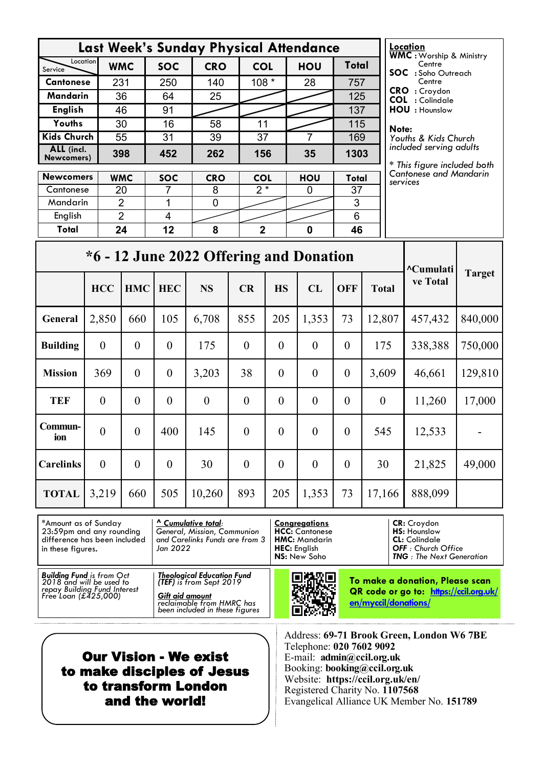## Last Week's Sunday Physical Attendance

| Service \ Location | WMC | SOC | CRO | COL | HOU | Total |
|---|---|---|---|---|---|---|
| Cantonese | 231 | 250 | 140 | 108 * | 28 | 757 |
| Mandarin | 36 | 64 | 25 | | | 125 |
| English | 46 | 91 | | | | 137 |
| Youths | 30 | 16 | 58 | 11 | | 115 |
| Kids Church | 55 | 31 | 39 | 37 | 7 | 169 |
| ALL (incl. Newcomers) | 398 | 452 | 262 | 156 | 35 | 1303 |

| Newcomers | WMC | SOC | CRO | COL | HOU | Total |
|---|---|---|---|---|---|---|
| Cantonese | 20 | 7 | 8 | 2 * | 0 | 37 |
| Mandarin | 2 | 1 | 0 | | | 3 |
| English | 2 | 4 | | | | 6 |
| Total | 24 | 12 | 8 | 2 | 0 | 46 |

**Location**
**WMC** : Worship & Ministry Centre
**SOC** : Soho Outreach Centre
**CRO** : Croydon
**COL** : Colindale
**HOU** : Hounslow

**Note:**
*Youths & Kids Church included serving adults*

*\* This figure included both Cantonese and Mandarin services*

## *6 - 12 June 2022 Offering and Donation

| | HCC | HMC | HEC | NS | CR | HS | CL | OFF | Total | ^Cumulative Total | Target |
|---|---|---|---|---|---|---|---|---|---|---|---|
| General | 2,850 | 660 | 105 | 6,708 | 855 | 205 | 1,353 | 73 | 12,807 | 457,432 | 840,000 |
| Building | 0 | 0 | 0 | 175 | 0 | 0 | 0 | 0 | 175 | 338,388 | 750,000 |
| Mission | 369 | 0 | 0 | 3,203 | 38 | 0 | 0 | 0 | 3,609 | 46,661 | 129,810 |
| TEF | 0 | 0 | 0 | 0 | 0 | 0 | 0 | 0 | 0 | 11,260 | 17,000 |
| Communion | 0 | 0 | 400 | 145 | 0 | 0 | 0 | 0 | 545 | 12,533 | - |
| Carelinks | 0 | 0 | 0 | 30 | 0 | 0 | 0 | 0 | 30 | 21,825 | 49,000 |
| TOTAL | 3,219 | 660 | 505 | 10,260 | 893 | 205 | 1,353 | 73 | 17,166 | 888,099 | |

*Amount as of Sunday 23:59pm and any rounding difference has been included in these figures.

***^ Cumulative total**: General, Mission, Communion and Carelinks Funds are from 3 Jan 2022*

**Congregations**
**HCC:** Cantonese
**HMC:** Mandarin
**HEC:** English
**NS:** New Soho

**CR:** Croydon
**HS:** Hounslow
**CL:** Colindale
*OFF : Church Office*
***TNG** : The Next Generation*

***Building Fund** is from Oct 2018 and will be used to repay Building Fund Interest Free Loan (£425,000)*

***Theological Education Fund (TEF)** is from Sept 2019*

***Gift aid amount** reclaimable from HMRC has been included in these figures*

**To make a donation, Please scan QR code or go to: https://ccil.org.uk/en/myccil/donations/**

**Our Vision - We exist to make disciples of Jesus to transform London and the world!**

Address: **69-71 Brook Green, London W6 7BE**
Telephone: **020 7602 9092**
E-mail: **admin@ccil.org.uk**
Booking: **booking@ccil.org.uk**
Website: **https://ccil.org.uk/en/**
Registered Charity No. **1107568**
Evangelical Alliance UK Member No. **151789**